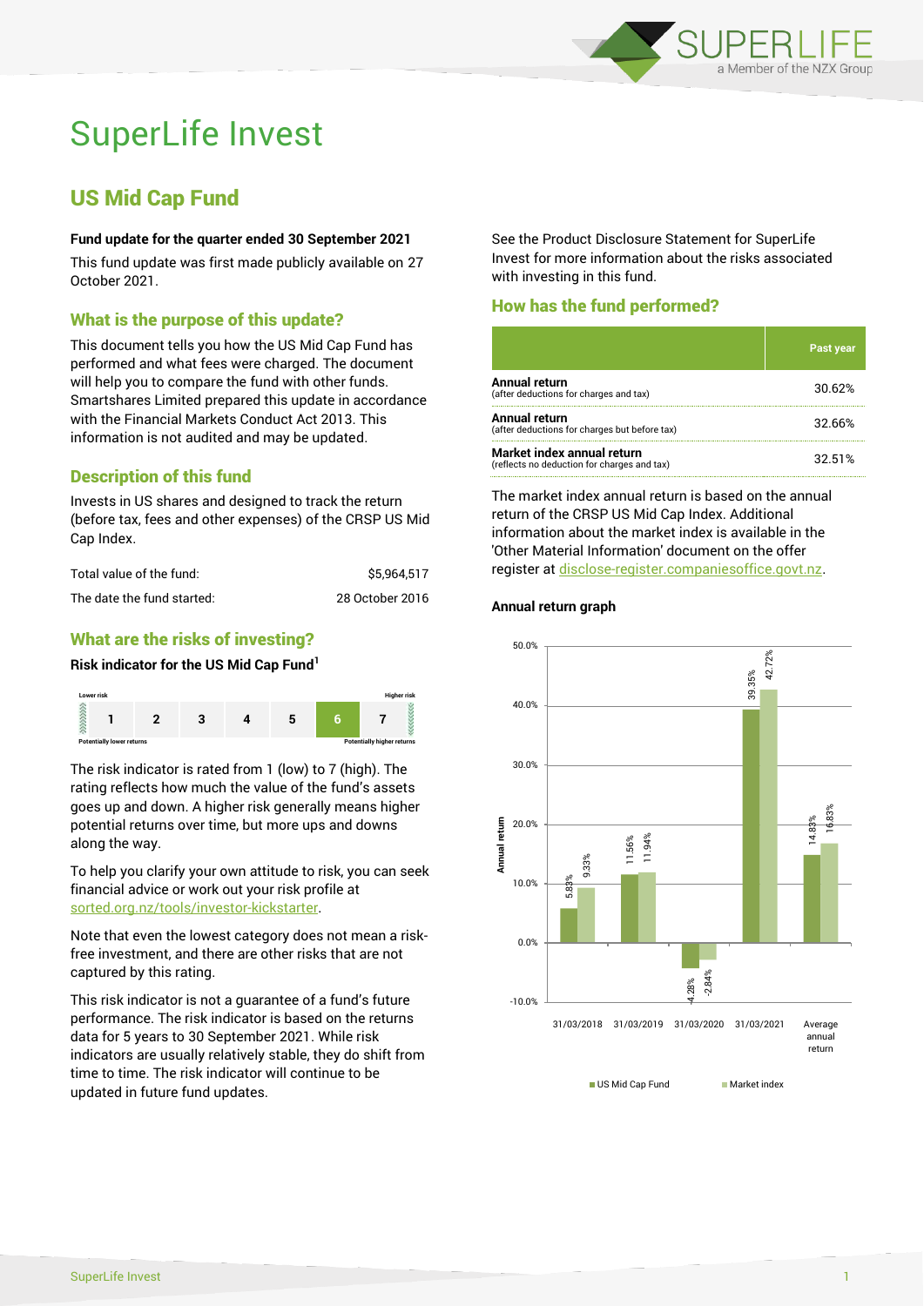# SuperLife Invest

## US Mid Cap Fund

**Fund update for the quarter ended 30 September 2021**

This fund update was first made publicly available on 27 October 2021.

### What is the purpose of this update?

This document tells you how the US Mid Cap Fund has performed and what fees were charged. The document will help you to compare the fund with other funds. Smartshares Limited prepared this update in accordance with the Financial Markets Conduct Act 2013. This information is not audited and may be updated.

### Description of this fund

Invests in US shares and designed to track the return (before tax, fees and other expenses) of the CRSP US Mid Cap Index.

| | |
|---|---|
| Total value of the fund: | $5,964,517 |
| The date the fund started: | 28 October 2016 |

### What are the risks of investing?

**Risk indicator for the US Mid Cap Fund[1]**

Lower risk — Higher risk

| 1 | 2 | 3 | 4 | 5 | **6** | 7 |
|---|---|---|---|---|---|---|

Potentially lower returns — Potentially higher returns

The risk indicator is rated from 1 (low) to 7 (high). The rating reflects how much the value of the fund's assets goes up and down. A higher risk generally means higher potential returns over time, but more ups and downs along the way.

To help you clarify your own attitude to risk, you can seek financial advice or work out your risk profile at sorted.org.nz/tools/investor-kickstarter.

Note that even the lowest category does not mean a risk-free investment, and there are other risks that are not captured by this rating.

This risk indicator is not a guarantee of a fund's future performance. The risk indicator is based on the returns data for 5 years to 30 September 2021. While risk indicators are usually relatively stable, they do shift from time to time. The risk indicator will continue to be updated in future fund updates.

See the Product Disclosure Statement for SuperLife Invest for more information about the risks associated with investing in this fund.

### How has the fund performed?

| | Past year |
|---|---|
| **Annual return** (after deductions for charges and tax) | 30.62% |
| **Annual return** (after deductions for charges but before tax) | 32.66% |
| **Market index annual return** (reflects no deduction for charges and tax) | 32.51% |

The market index annual return is based on the annual return of the CRSP US Mid Cap Index. Additional information about the market index is available in the 'Other Material Information' document on the offer register at disclose-register.companiesoffice.govt.nz.

**Annual return graph**

| | US Mid Cap Fund | Market index |
|---|---|---|
| 31/03/2018 | 5.83% | 9.33% |
| 31/03/2019 | 11.56% | 11.94% |
| 31/03/2020 | -4.28% | -2.84% |
| 31/03/2021 | 39.35% | 42.72% |
| Average annual return | 14.83% | 16.83% |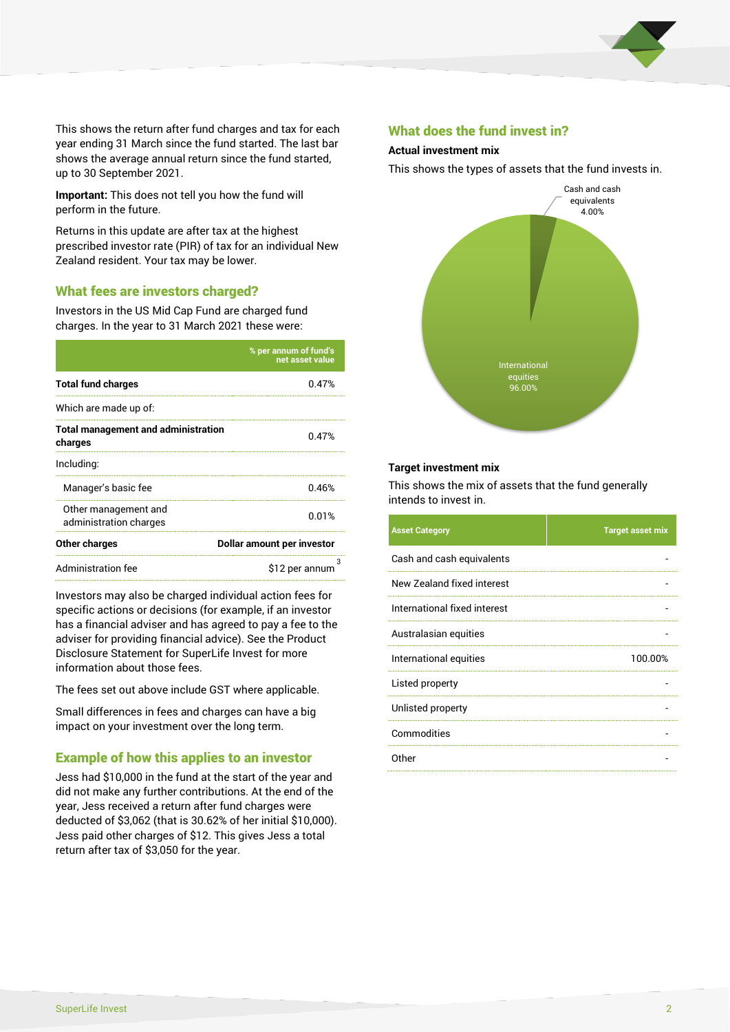This shows the return after fund charges and tax for each year ending 31 March since the fund started. The last bar shows the average annual return since the fund started, up to 30 September 2021.

**Important:** This does not tell you how the fund will perform in the future.

Returns in this update are after tax at the highest prescribed investor rate (PIR) of tax for an individual New Zealand resident. Your tax may be lower.

## What fees are investors charged?

Investors in the US Mid Cap Fund are charged fund charges. In the year to 31 March 2021 these were:

| | % per annum of fund's net asset value |
|---|---|
| **Total fund charges** | 0.47% |
| Which are made up of: | |
| **Total management and administration charges** | 0.47% |
| Including: | |
| Manager's basic fee | 0.46% |
| Other management and administration charges | 0.01% |
| **Other charges** | **Dollar amount per investor** |
| Administration fee | $12 per annum[3] |

Investors may also be charged individual action fees for specific actions or decisions (for example, if an investor has a financial adviser and has agreed to pay a fee to the adviser for providing financial advice). See the Product Disclosure Statement for SuperLife Invest for more information about those fees.

The fees set out above include GST where applicable.

Small differences in fees and charges can have a big impact on your investment over the long term.

## Example of how this applies to an investor

Jess had $10,000 in the fund at the start of the year and did not make any further contributions. At the end of the year, Jess received a return after fund charges were deducted of $3,062 (that is 30.62% of her initial $10,000). Jess paid other charges of $12. This gives Jess a total return after tax of $3,050 for the year.

## What does the fund invest in?

### Actual investment mix

This shows the types of assets that the fund invests in.

Cash and cash equivalents 4.00%

International equities 96.00%

### Target investment mix

This shows the mix of assets that the fund generally intends to invest in.

| Asset Category | Target asset mix |
|---|---|
| Cash and cash equivalents | - |
| New Zealand fixed interest | - |
| International fixed interest | - |
| Australasian equities | - |
| International equities | 100.00% |
| Listed property | - |
| Unlisted property | - |
| Commodities | - |
| Other | - |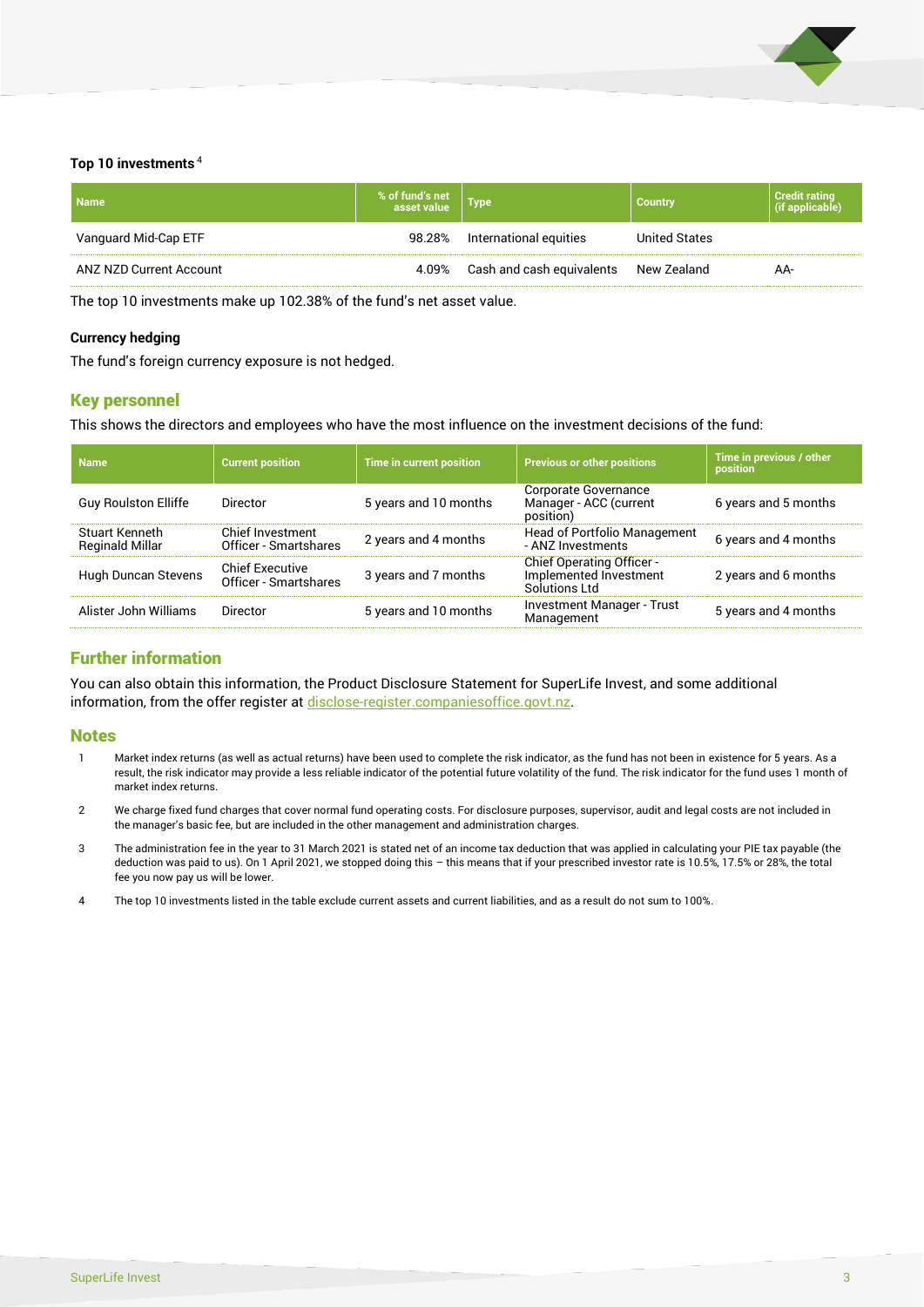### Top 10 investments[4]

| Name | % of fund's net asset value | Type | Country | Credit rating (if applicable) |
|---|---|---|---|---|
| Vanguard Mid-Cap ETF | 98.28% | International equities | United States | |
| ANZ NZD Current Account | 4.09% | Cash and cash equivalents | New Zealand | AA- |

The top 10 investments make up 102.38% of the fund's net asset value.

### Currency hedging

The fund's foreign currency exposure is not hedged.

## Key personnel

This shows the directors and employees who have the most influence on the investment decisions of the fund:

| Name | Current position | Time in current position | Previous or other positions | Time in previous / other position |
|---|---|---|---|---|
| Guy Roulston Elliffe | Director | 5 years and 10 months | Corporate Governance Manager - ACC (current position) | 6 years and 5 months |
| Stuart Kenneth Reginald Millar | Chief Investment Officer - Smartshares | 2 years and 4 months | Head of Portfolio Management - ANZ Investments | 6 years and 4 months |
| Hugh Duncan Stevens | Chief Executive Officer - Smartshares | 3 years and 7 months | Chief Operating Officer - Implemented Investment Solutions Ltd | 2 years and 6 months |
| Alister John Williams | Director | 5 years and 10 months | Investment Manager - Trust Management | 5 years and 4 months |

## Further information

You can also obtain this information, the Product Disclosure Statement for SuperLife Invest, and some additional information, from the offer register at disclose-register.companiesoffice.govt.nz.

## Notes

1. Market index returns (as well as actual returns) have been used to complete the risk indicator, as the fund has not been in existence for 5 years. As a result, the risk indicator may provide a less reliable indicator of the potential future volatility of the fund. The risk indicator for the fund uses 1 month of market index returns.
2. We charge fixed fund charges that cover normal fund operating costs. For disclosure purposes, supervisor, audit and legal costs are not included in the manager's basic fee, but are included in the other management and administration charges.
3. The administration fee in the year to 31 March 2021 is stated net of an income tax deduction that was applied in calculating your PIE tax payable (the deduction was paid to us). On 1 April 2021, we stopped doing this – this means that if your prescribed investor rate is 10.5%, 17.5% or 28%, the total fee you now pay us will be lower.
4. The top 10 investments listed in the table exclude current assets and current liabilities, and as a result do not sum to 100%.